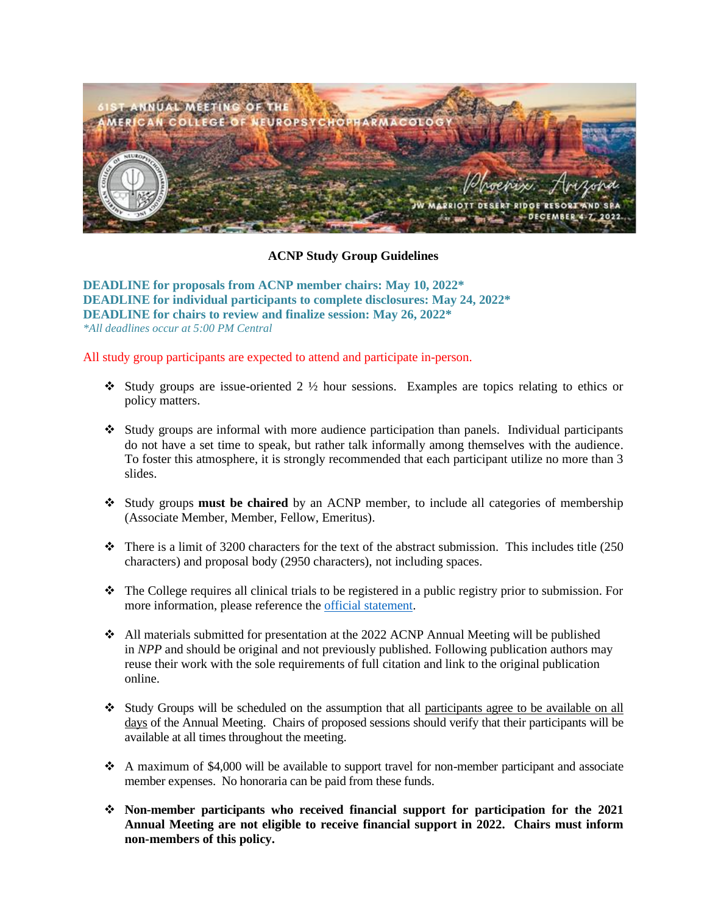61ST ANNUAL MEETING OF THE AMERICAN COLLEGE OF NEUROPSYCHOPHARMACOLOGY

Phoenix, Arizona

JW MARRIOTT DESERT RIDGE RESORT AND SPA

DECEMBER 4-7, 2022

**ACNP Study Group Guidelines**

**DEADLINE for proposals from ACNP member chairs: May 10, 2022***
**DEADLINE for individual participants to complete disclosures: May 24, 2022***
**DEADLINE for chairs to review and finalize session: May 26, 2022***
*\*All deadlines occur at 5:00 PM Central*

All study group participants are expected to attend and participate in-person.

- Study groups are issue-oriented 2 ½ hour sessions. Examples are topics relating to ethics or policy matters.
- Study groups are informal with more audience participation than panels. Individual participants do not have a set time to speak, but rather talk informally among themselves with the audience. To foster this atmosphere, it is strongly recommended that each participant utilize no more than 3 slides.
- Study groups **must be chaired** by an ACNP member, to include all categories of membership (Associate Member, Member, Fellow, Emeritus).
- There is a limit of 3200 characters for the text of the abstract submission. This includes title (250 characters) and proposal body (2950 characters), not including spaces.
- The College requires all clinical trials to be registered in a public registry prior to submission. For more information, please reference the official statement.
- All materials submitted for presentation at the 2022 ACNP Annual Meeting will be published in *NPP* and should be original and not previously published. Following publication authors may reuse their work with the sole requirements of full citation and link to the original publication online.
- Study Groups will be scheduled on the assumption that all participants agree to be available on all days of the Annual Meeting. Chairs of proposed sessions should verify that their participants will be available at all times throughout the meeting.
- A maximum of $4,000 will be available to support travel for non-member participant and associate member expenses. No honoraria can be paid from these funds.
- **Non-member participants who received financial support for participation for the 2021 Annual Meeting are not eligible to receive financial support in 2022. Chairs must inform non-members of this policy.**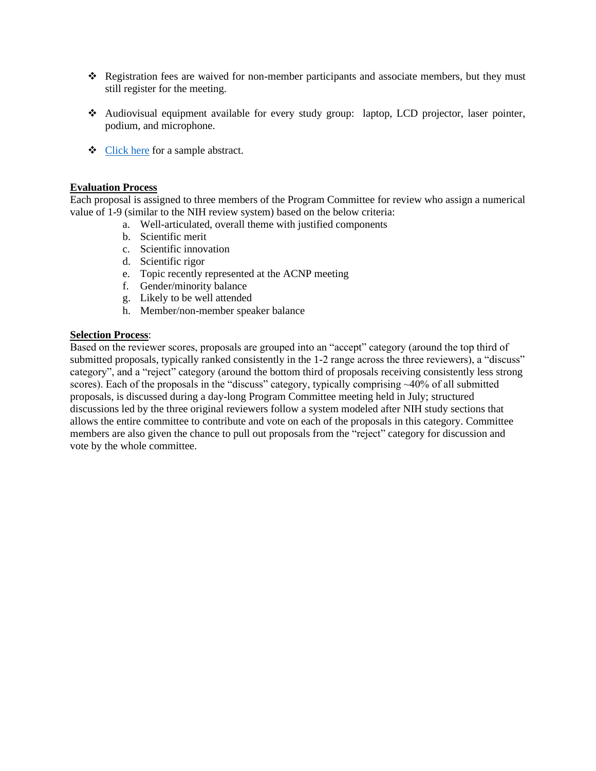- Registration fees are waived for non-member participants and associate members, but they must still register for the meeting.

- Audiovisual equipment available for every study group: laptop, LCD projector, laser pointer, podium, and microphone.

- Click here for a sample abstract.

**Evaluation Process**

Each proposal is assigned to three members of the Program Committee for review who assign a numerical value of 1-9 (similar to the NIH review system) based on the below criteria:

a. Well-articulated, overall theme with justified components
b. Scientific merit
c. Scientific innovation
d. Scientific rigor
e. Topic recently represented at the ACNP meeting
f. Gender/minority balance
g. Likely to be well attended
h. Member/non-member speaker balance

**Selection Process**:

Based on the reviewer scores, proposals are grouped into an "accept" category (around the top third of submitted proposals, typically ranked consistently in the 1-2 range across the three reviewers), a "discuss" category", and a "reject" category (around the bottom third of proposals receiving consistently less strong scores). Each of the proposals in the "discuss" category, typically comprising ~40% of all submitted proposals, is discussed during a day-long Program Committee meeting held in July; structured discussions led by the three original reviewers follow a system modeled after NIH study sections that allows the entire committee to contribute and vote on each of the proposals in this category. Committee members are also given the chance to pull out proposals from the "reject" category for discussion and vote by the whole committee.